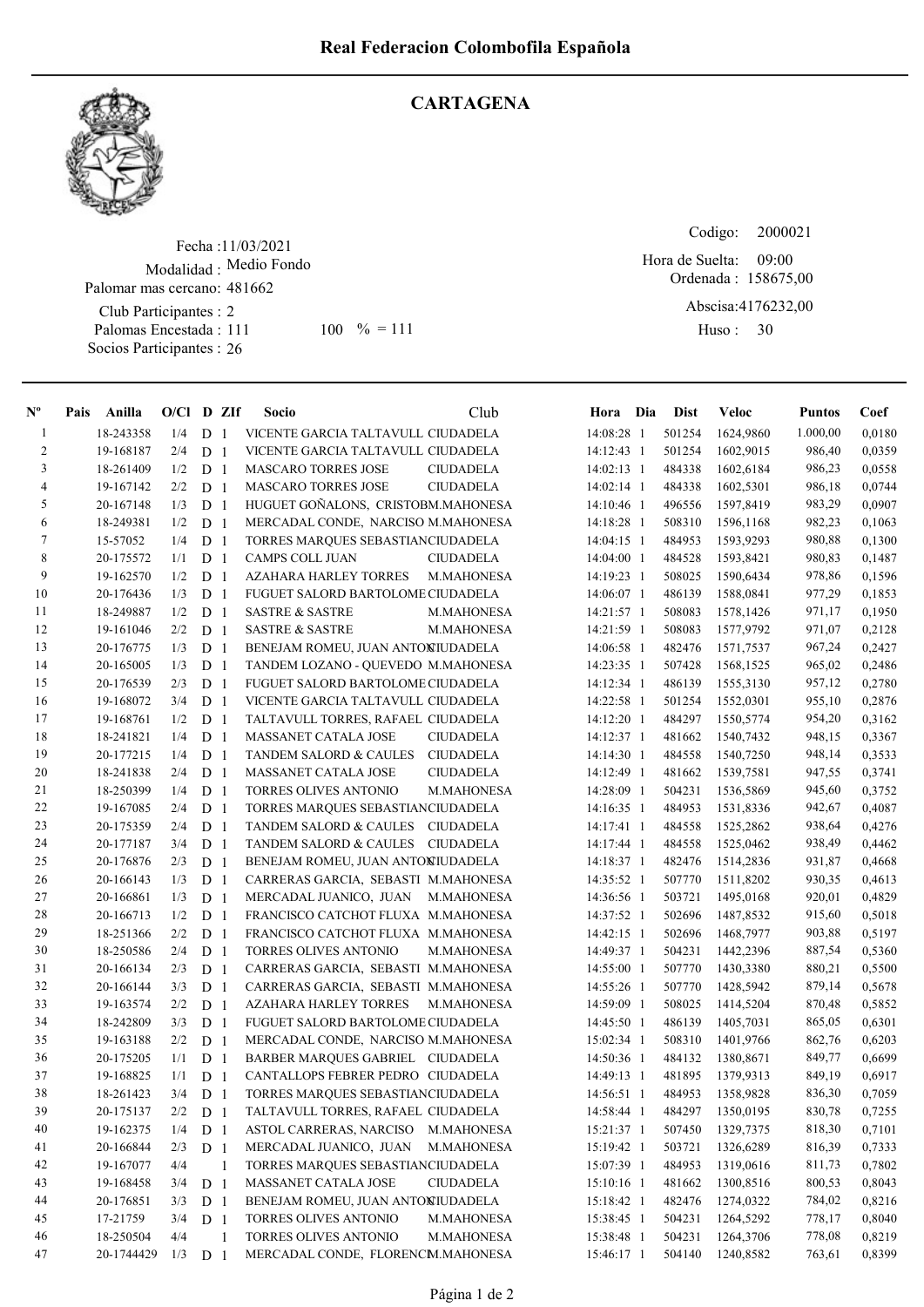# Real Federacion Colombofila Española

## CARTAGENA

Fecha :11/03/2021
Modalidad : Medio Fondo
Palomar mas cercano: 481662
Club Participantes : 2
Palomas Encestada : 111 100 % = 111
Socios Participantes : 26

Codigo: 2000021
Hora de Suelta: 09:00
Ordenada : 158675,00
Abscisa:4176232,00
Huso : 30

| Nº | Pais | Anilla | O/Cl | D | ZIf | Socio | Club | Hora | Dia | Dist | Veloc | Puntos | Coef |
|---|---|---|---|---|---|---|---|---|---|---|---|---|---|
| 1 | | 18-243358 | 1/4 | D | 1 | VICENTE GARCIA TALTAVULL | CIUDADELA | 14:08:28 | 1 | 501254 | 1624,9860 | 1.000,00 | 0,0180 |
| 2 | | 19-168187 | 2/4 | D | 1 | VICENTE GARCIA TALTAVULL | CIUDADELA | 14:12:43 | 1 | 501254 | 1602,9015 | 986,40 | 0,0359 |
| 3 | | 18-261409 | 1/2 | D | 1 | MASCARO TORRES JOSE | CIUDADELA | 14:02:13 | 1 | 484338 | 1602,6184 | 986,23 | 0,0558 |
| 4 | | 19-167142 | 2/2 | D | 1 | MASCARO TORRES JOSE | CIUDADELA | 14:02:14 | 1 | 484338 | 1602,5301 | 986,18 | 0,0744 |
| 5 | | 20-167148 | 1/3 | D | 1 | HUGUET GOÑALONS, CRISTOB | M.MAHONESA | 14:10:46 | 1 | 496556 | 1597,8419 | 983,29 | 0,0907 |
| 6 | | 18-249381 | 1/2 | D | 1 | MERCADAL CONDE, NARCISO | M.MAHONESA | 14:18:28 | 1 | 508310 | 1596,1168 | 982,23 | 0,1063 |
| 7 | | 15-57052 | 1/4 | D | 1 | TORRES MARQUES SEBASTIAN | CIUDADELA | 14:04:15 | 1 | 484953 | 1593,9293 | 980,88 | 0,1300 |
| 8 | | 20-175572 | 1/1 | D | 1 | CAMPS COLL JUAN | CIUDADELA | 14:04:00 | 1 | 484528 | 1593,8421 | 980,83 | 0,1487 |
| 9 | | 19-162570 | 1/2 | D | 1 | AZAHARA HARLEY TORRES | M.MAHONESA | 14:19:23 | 1 | 508025 | 1590,6434 | 978,86 | 0,1596 |
| 10 | | 20-176436 | 1/3 | D | 1 | FUGUET SALORD BARTOLOME | CIUDADELA | 14:06:07 | 1 | 486139 | 1588,0841 | 977,29 | 0,1853 |
| 11 | | 18-249887 | 1/2 | D | 1 | SASTRE & SASTRE | M.MAHONESA | 14:21:57 | 1 | 508083 | 1578,1426 | 971,17 | 0,1950 |
| 12 | | 19-161046 | 2/2 | D | 1 | SASTRE & SASTRE | M.MAHONESA | 14:21:59 | 1 | 508083 | 1577,9792 | 971,07 | 0,2128 |
| 13 | | 20-176775 | 1/3 | D | 1 | BENEJAM ROMEU, JUAN ANTON | CIUDADELA | 14:06:58 | 1 | 482476 | 1571,7537 | 967,24 | 0,2427 |
| 14 | | 20-165005 | 1/3 | D | 1 | TANDEM LOZANO - QUEVEDO | M.MAHONESA | 14:23:35 | 1 | 507428 | 1568,1525 | 965,02 | 0,2486 |
| 15 | | 20-176539 | 2/3 | D | 1 | FUGUET SALORD BARTOLOME | CIUDADELA | 14:12:34 | 1 | 486139 | 1555,3130 | 957,12 | 0,2780 |
| 16 | | 19-168072 | 3/4 | D | 1 | VICENTE GARCIA TALTAVULL | CIUDADELA | 14:22:58 | 1 | 501254 | 1552,0301 | 955,10 | 0,2876 |
| 17 | | 19-168761 | 1/2 | D | 1 | TALTAVULL TORRES, RAFAEL | CIUDADELA | 14:12:20 | 1 | 484297 | 1550,5774 | 954,20 | 0,3162 |
| 18 | | 18-241821 | 1/4 | D | 1 | MASSANET CATALA JOSE | CIUDADELA | 14:12:37 | 1 | 481662 | 1540,9443 | 948,15 | 0,3367 |
| 19 | | 20-177215 | 1/4 | D | 1 | TANDEM SALORD & CAULES | CIUDADELA | 14:14:30 | 1 | 484558 | 1540,7250 | 948,14 | 0,3533 |
| 20 | | 18-241838 | 2/4 | D | 1 | MASSANET CATALA JOSE | CIUDADELA | 14:12:49 | 1 | 481662 | 1539,7581 | 947,55 | 0,3741 |
| 21 | | 18-250399 | 1/4 | D | 1 | TORRES OLIVES ANTONIO | M.MAHONESA | 14:28:09 | 1 | 504231 | 1536,5869 | 945,60 | 0,3752 |
| 22 | | 19-167085 | 2/4 | D | 1 | TORRES MARQUES SEBASTIAN | CIUDADELA | 14:16:35 | 1 | 484953 | 1531,9293 | 942,67 | 0,4087 |
| 23 | | 20-175359 | 2/4 | D | 1 | TANDEM SALORD & CAULES | CIUDADELA | 14:17:41 | 1 | 484558 | 1525,2862 | 938,64 | 0,4276 |
| 24 | | 20-177187 | 3/4 | D | 1 | TANDEM SALORD & CAULES | CIUDADELA | 14:17:44 | 1 | 484558 | 1525,0462 | 938,49 | 0,4462 |
| 25 | | 20-176876 | 2/3 | D | 1 | BENEJAM ROMEU, JUAN ANTON | CIUDADELA | 14:18:37 | 1 | 482476 | 1514,2836 | 931,87 | 0,4668 |
| 26 | | 20-166143 | 1/3 | D | 1 | CARRERAS GARCIA, SEBASTI | M.MAHONESA | 14:35:52 | 1 | 507770 | 1511,8202 | 930,35 | 0,4613 |
| 27 | | 20-166861 | 1/3 | D | 1 | MERCADAL JUANICO, JUAN | M.MAHONESA | 14:36:56 | 1 | 503721 | 1495,0168 | 920,01 | 0,4829 |
| 28 | | 20-166713 | 1/2 | D | 1 | FRANCISCO CATCHOT FLUXA | M.MAHONESA | 14:37:52 | 1 | 502696 | 1487,8532 | 915,60 | 0,5018 |
| 29 | | 18-251366 | 2/2 | D | 1 | FRANCISCO CATCHOT FLUXA | M.MAHONESA | 14:42:15 | 1 | 502696 | 1468,7977 | 903,88 | 0,5197 |
| 30 | | 18-250586 | 2/4 | D | 1 | TORRES OLIVES ANTONIO | M.MAHONESA | 14:49:37 | 1 | 504231 | 1442,2396 | 887,54 | 0,5360 |
| 31 | | 20-166134 | 2/3 | D | 1 | CARRERAS GARCIA, SEBASTI | M.MAHONESA | 14:55:00 | 1 | 507770 | 1430,3380 | 880,21 | 0,5500 |
| 32 | | 20-166144 | 3/3 | D | 1 | CARRERAS GARCIA, SEBASTI | M.MAHONESA | 14:55:26 | 1 | 507770 | 1428,5942 | 879,14 | 0,5678 |
| 33 | | 19-163574 | 2/2 | D | 1 | AZAHARA HARLEY TORRES | M.MAHONESA | 14:59:09 | 1 | 508025 | 1414,5204 | 870,48 | 0,5852 |
| 34 | | 18-242809 | 3/3 | D | 1 | FUGUET SALORD BARTOLOME | CIUDADELA | 14:45:50 | 1 | 486139 | 1405,7031 | 865,05 | 0,6301 |
| 35 | | 19-163188 | 2/2 | D | 1 | MERCADAL CONDE, NARCISO | M.MAHONESA | 15:02:34 | 1 | 508310 | 1401,9766 | 862,76 | 0,6203 |
| 36 | | 20-175205 | 1/1 | D | 1 | BARBER MARQUES GABRIEL | CIUDADELA | 14:50:36 | 1 | 484132 | 1380,8671 | 849,77 | 0,6699 |
| 37 | | 19-168825 | 1/1 | D | 1 | CANTALLOPS FEBRER PEDRO | CIUDADELA | 14:49:13 | 1 | 481895 | 1379,9313 | 849,19 | 0,6917 |
| 38 | | 18-261423 | 3/4 | D | 1 | TORRES MARQUES SEBASTIAN | CIUDADELA | 14:56:51 | 1 | 484953 | 1358,9828 | 836,30 | 0,7059 |
| 39 | | 20-175137 | 2/2 | D | 1 | TALTAVULL TORRES, RAFAEL | CIUDADELA | 14:58:44 | 1 | 484297 | 1350,0195 | 830,78 | 0,7255 |
| 40 | | 19-162375 | 1/4 | D | 1 | ASTOL CARRERAS, NARCISO | M.MAHONESA | 15:21:37 | 1 | 507450 | 1329,7375 | 818,30 | 0,7101 |
| 41 | | 20-166844 | 2/3 | D | 1 | MERCADAL JUANICO, JUAN | M.MAHONESA | 15:19:42 | 1 | 503721 | 1326,6289 | 816,39 | 0,7333 |
| 42 | | 19-167077 | 4/4 | | 1 | TORRES MARQUES SEBASTIAN | CIUDADELA | 15:07:39 | 1 | 484953 | 1319,0616 | 811,73 | 0,7802 |
| 43 | | 19-168458 | 3/4 | D | 1 | MASSANET CATALA JOSE | CIUDADELA | 15:10:16 | 1 | 481662 | 1300,8516 | 800,53 | 0,8043 |
| 44 | | 20-176851 | 3/3 | D | 1 | BENEJAM ROMEU, JUAN ANTON | CIUDADELA | 15:18:42 | 1 | 482476 | 1274,0322 | 784,02 | 0,8216 |
| 45 | | 17-21759 | 3/4 | D | 1 | TORRES OLIVES ANTONIO | M.MAHONESA | 15:38:45 | 1 | 504231 | 1264,5292 | 778,17 | 0,8040 |
| 46 | | 18-250504 | 4/4 | | 1 | TORRES OLIVES ANTONIO | M.MAHONESA | 15:38:48 | 1 | 504231 | 1264,3706 | 778,08 | 0,8219 |
| 47 | | 20-1744429 | 1/3 | D | 1 | MERCADAL CONDE, FLORENC | M.MAHONESA | 15:46:17 | 1 | 504140 | 1240,8582 | 763,61 | 0,8399 |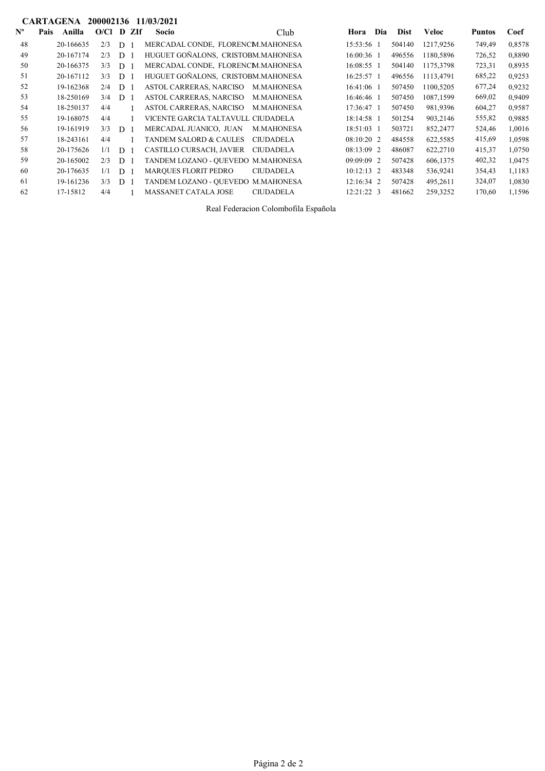**CARTAGENA 200002136 11/03/2021**

| Nº | Pais | Anilla | O/Cl | D | ZIf | Socio | Club | Hora | Dia | Dist | Veloc | Puntos | Coef |
|---|---|---|---|---|---|---|---|---|---|---|---|---|---|
| 48 | | 20-166635 | 2/3 | D | 1 | MERCADAL CONDE, FLORENCI | M.MAHONESA | 15:53:56 | 1 | 504140 | 1217,9256 | 749,49 | 0,8578 |
| 49 | | 20-167174 | 2/3 | D | 1 | HUGUET GOÑALONS, CRISTOB | M.MAHONESA | 16:00:36 | 1 | 496556 | 1180,5896 | 726,52 | 0,8890 |
| 50 | | 20-166375 | 3/3 | D | 1 | MERCADAL CONDE, FLORENCI | M.MAHONESA | 16:08:55 | 1 | 504140 | 1175,3798 | 723,31 | 0,8935 |
| 51 | | 20-167112 | 3/3 | D | 1 | HUGUET GOÑALONS, CRISTOB | M.MAHONESA | 16:25:57 | 1 | 496556 | 1113,4791 | 685,22 | 0,9253 |
| 52 | | 19-162368 | 2/4 | D | 1 | ASTOL CARRERAS, NARCISO | M.MAHONESA | 16:41:06 | 1 | 507450 | 1100,5205 | 677,24 | 0,9232 |
| 53 | | 18-250169 | 3/4 | D | 1 | ASTOL CARRERAS, NARCISO | M.MAHONESA | 16:46:46 | 1 | 507450 | 1087,1599 | 669,02 | 0,9409 |
| 54 | | 18-250137 | 4/4 | | 1 | ASTOL CARRERAS, NARCISO | M.MAHONESA | 17:36:47 | 1 | 507450 | 981,9396 | 604,27 | 0,9587 |
| 55 | | 19-168075 | 4/4 | | 1 | VICENTE GARCIA TALTAVULL | CIUDADELA | 18:14:58 | 1 | 501254 | 903,2146 | 555,82 | 0,9885 |
| 56 | | 19-161919 | 3/3 | D | 1 | MERCADAL JUANICO, JUAN | M.MAHONESA | 18:51:03 | 1 | 503721 | 852,2477 | 524,46 | 1,0016 |
| 57 | | 18-243161 | 4/4 | | 1 | TANDEM SALORD & CAULES | CIUDADELA | 08:10:20 | 2 | 484558 | 622,5585 | 415,69 | 1,0598 |
| 58 | | 20-175626 | 1/1 | D | 1 | CASTILLO CURSACH, JAVIER | CIUDADELA | 08:13:09 | 2 | 486087 | 622,2710 | 415,37 | 1,0750 |
| 59 | | 20-165002 | 2/3 | D | 1 | TANDEM LOZANO - QUEVEDO | M.MAHONESA | 09:09:09 | 2 | 507428 | 606,1375 | 402,32 | 1,0475 |
| 60 | | 20-176635 | 1/1 | D | 1 | MARQUES FLORIT PEDRO | CIUDADELA | 10:12:13 | 2 | 483348 | 536,9241 | 354,43 | 1,1183 |
| 61 | | 19-161236 | 3/3 | D | 1 | TANDEM LOZANO - QUEVEDO | M.MAHONESA | 12:16:34 | 2 | 507428 | 495,2611 | 324,07 | 1,0830 |
| 62 | | 17-15812 | 4/4 | | 1 | MASSANET CATALA JOSE | CIUDADELA | 12:21:22 | 3 | 481662 | 259,3252 | 170,60 | 1,1596 |

Real Federacion Colombofila Española